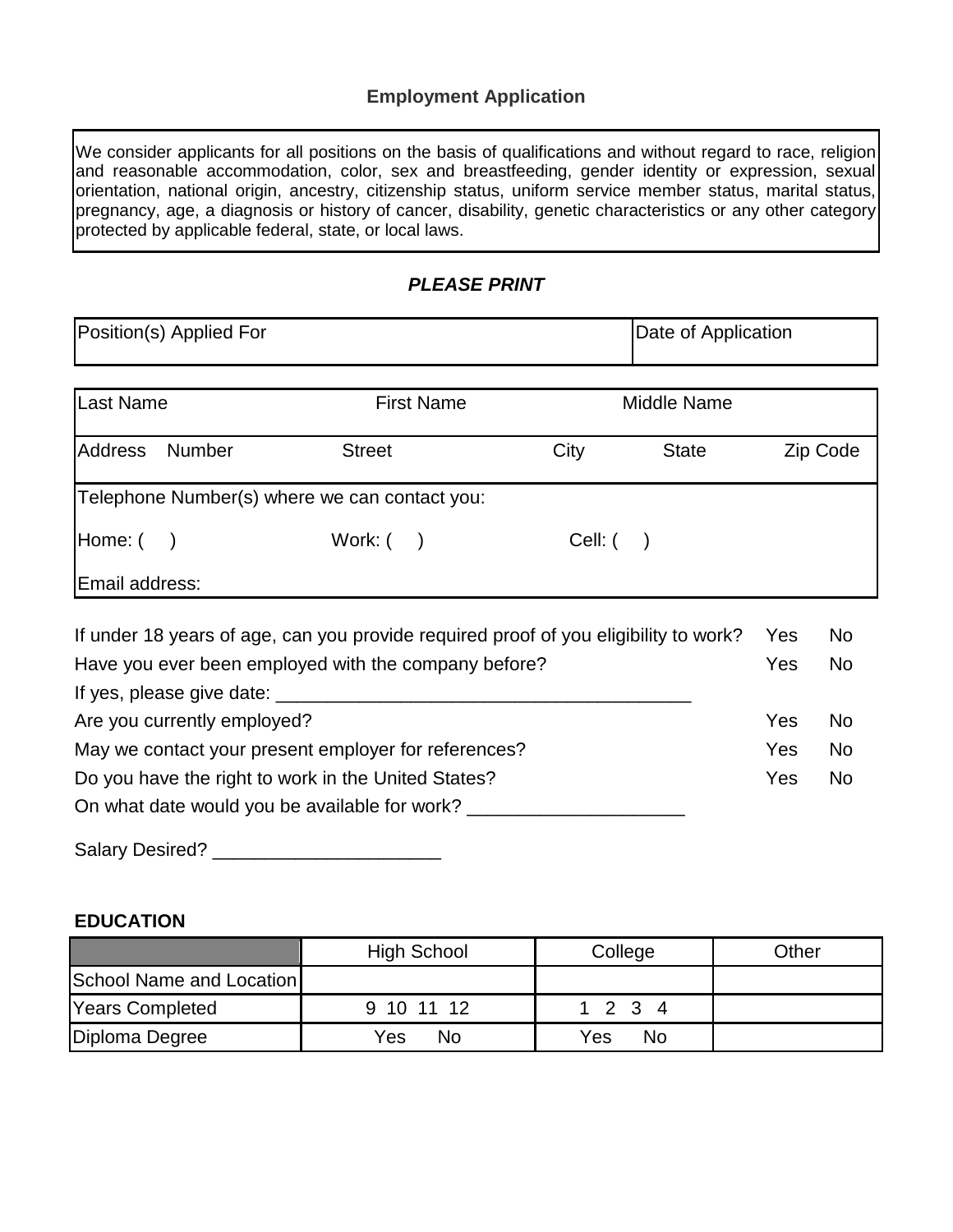# Employment Application

We consider applicants for all positions on the basis of qualifications and without regard to race, religion and reasonable accommodation, color, sex and breastfeeding, gender identity or expression, sexual orientation, national origin, ancestry, citizenship status, uniform service member status, marital status, pregnancy, age, a diagnosis or history of cancer, disability, genetic characteristics or any other category protected by applicable federal, state, or local laws.

***PLEASE PRINT***

| Position(s) Applied For | Date of Application |
|---|---|

| Last Name | First Name | Middle Name | | |
|---|---|---|---|---|
| Address Number | Street | City | State | Zip Code |
| Telephone Number(s) where we can contact you: | | | | |
| Home: ( ) | Work: ( ) | Cell: ( ) | | |
| Email address: | | | | |

If under 18 years of age, can you provide required proof of you eligibility to work? Yes No

Have you ever been employed with the company before? Yes No

If yes, please give date: ________________________________________

Are you currently employed? Yes No

May we contact your present employer for references? Yes No

Do you have the right to work in the United States? Yes No

On what date would you be available for work? ____________________

Salary Desired? ______________________

## EDUCATION

| | High School | College | Other |
|---|---|---|---|
| School Name and Location | | | |
| Years Completed | 9 10 11 12 | 1 2 3 4 | |
| Diploma Degree | Yes No | Yes No | |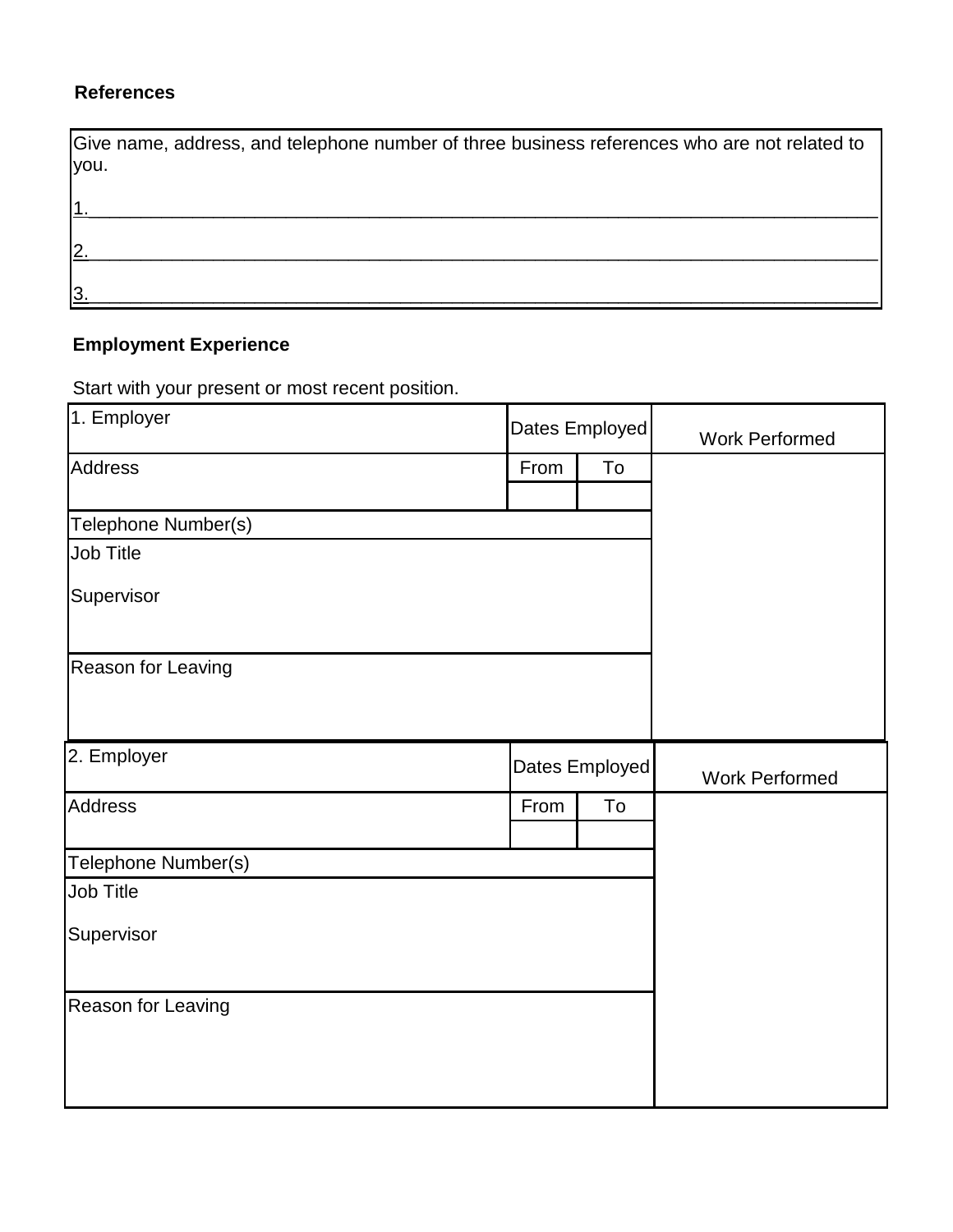**References**

Give name, address, and telephone number of three business references who are not related to you.

1.______________________________________________________________________________

2.______________________________________________________________________________

3.______________________________________________________________________________

**Employment Experience**

Start with your present or most recent position.

| 1. Employer | Dates Employed | | Work Performed |
|---|---|---|---|
| Address | From | To | |
| | | | |
| Telephone Number(s) | | | |
| Job Title<br><br>Supervisor | | | |
| Reason for Leaving | | | |

| 2. Employer | Dates Employed | | Work Performed |
|---|---|---|---|
| Address | From | To | |
| | | | |
| Telephone Number(s) | | | |
| Job Title<br><br>Supervisor | | | |
| Reason for Leaving | | | |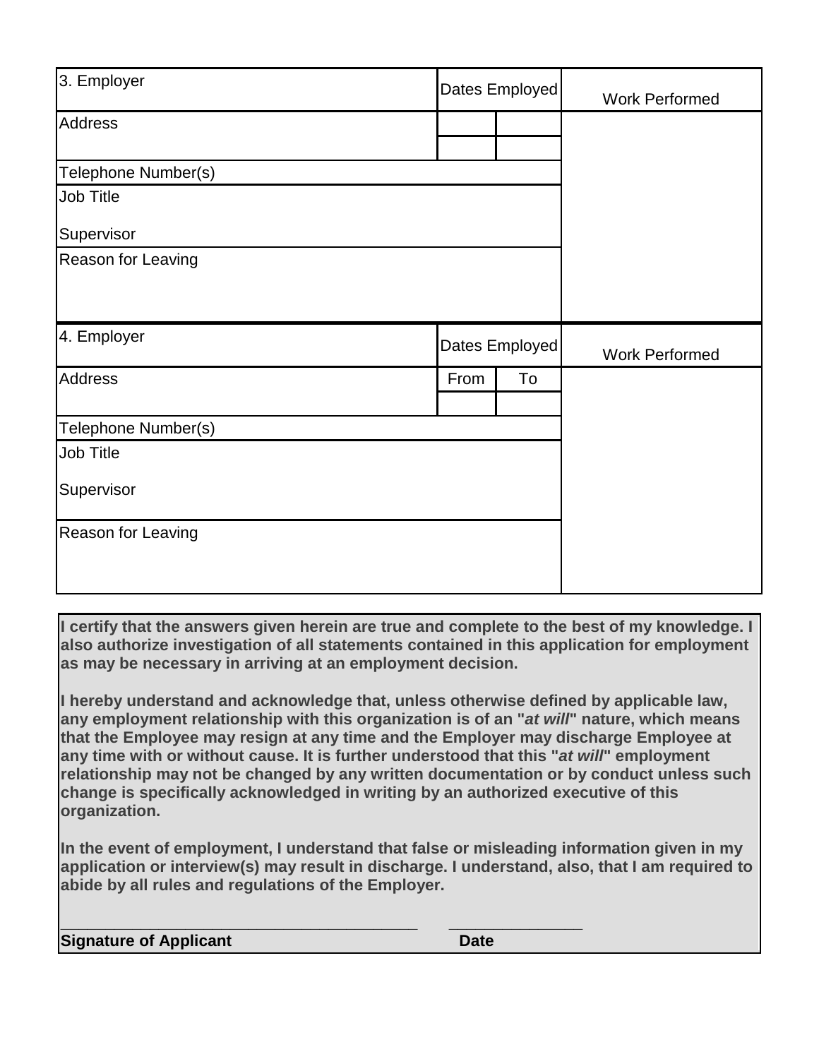| 3. Employer | Dates Employed | | Work Performed |
|---|---|---|---|
| Address | | | |
| | | | |
| Telephone Number(s) | | | |
| Job Title<br><br>Supervisor | | | |
| Reason for Leaving | | | |

| 4. Employer | Dates Employed | | Work Performed |
|---|---|---|---|
| Address | From | To | |
| | | | |
| Telephone Number(s) | | | |
| Job Title<br><br>Supervisor | | | |
| Reason for Leaving | | | |

**I certify that the answers given herein are true and complete to the best of my knowledge. I also authorize investigation of all statements contained in this application for employment as may be necessary in arriving at an employment decision.**

**I hereby understand and acknowledge that, unless otherwise defined by applicable law, any employment relationship with this organization is of an "*at will*" nature, which means that the Employee may resign at any time and the Employer may discharge Employee at any time with or without cause. It is further understood that this "*at will*" employment relationship may not be changed by any written documentation or by conduct unless such change is specifically acknowledged in writing by an authorized executive of this organization.**

**In the event of employment, I understand that false or misleading information given in my application or interview(s) may result in discharge. I understand, also, that I am required to abide by all rules and regulations of the Employer.**

_____________________________________________ _______________

**Signature of Applicant** **Date**